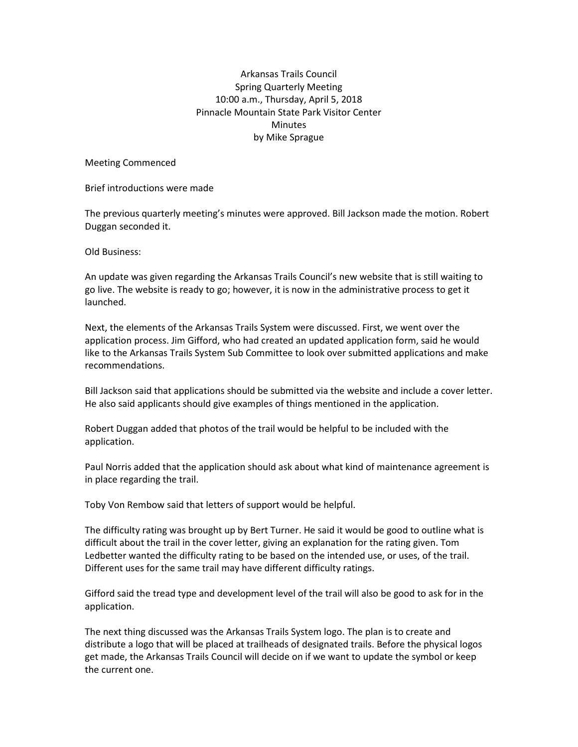Arkansas Trails Council
Spring Quarterly Meeting
10:00 a.m., Thursday, April 5, 2018
Pinnacle Mountain State Park Visitor Center
Minutes
by Mike Sprague

Meeting Commenced

Brief introductions were made

The previous quarterly meeting's minutes were approved. Bill Jackson made the motion. Robert Duggan seconded it.

Old Business:

An update was given regarding the Arkansas Trails Council's new website that is still waiting to go live. The website is ready to go; however, it is now in the administrative process to get it launched.

Next, the elements of the Arkansas Trails System were discussed. First, we went over the application process. Jim Gifford, who had created an updated application form, said he would like to the Arkansas Trails System Sub Committee to look over submitted applications and make recommendations.

Bill Jackson said that applications should be submitted via the website and include a cover letter. He also said applicants should give examples of things mentioned in the application.

Robert Duggan added that photos of the trail would be helpful to be included with the application.

Paul Norris added that the application should ask about what kind of maintenance agreement is in place regarding the trail.

Toby Von Rembow said that letters of support would be helpful.

The difficulty rating was brought up by Bert Turner. He said it would be good to outline what is difficult about the trail in the cover letter, giving an explanation for the rating given. Tom Ledbetter wanted the difficulty rating to be based on the intended use, or uses, of the trail. Different uses for the same trail may have different difficulty ratings.

Gifford said the tread type and development level of the trail will also be good to ask for in the application.

The next thing discussed was the Arkansas Trails System logo. The plan is to create and distribute a logo that will be placed at trailheads of designated trails. Before the physical logos get made, the Arkansas Trails Council will decide on if we want to update the symbol or keep the current one.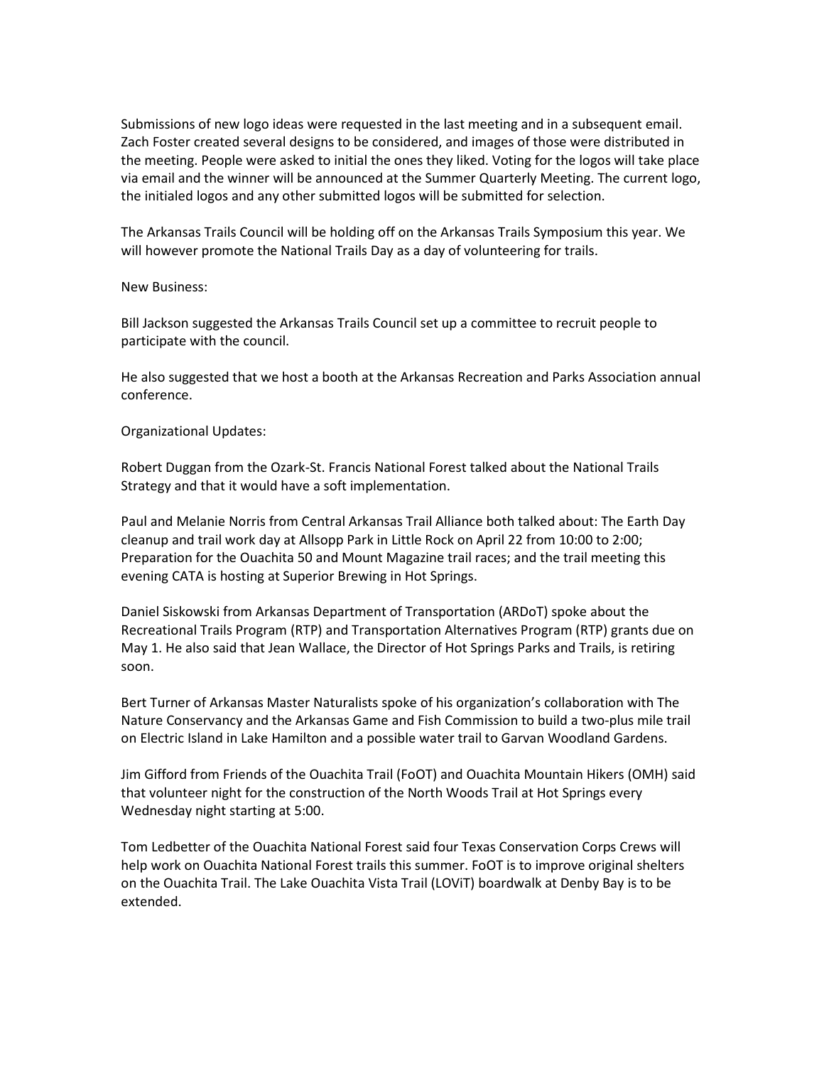Submissions of new logo ideas were requested in the last meeting and in a subsequent email. Zach Foster created several designs to be considered, and images of those were distributed in the meeting. People were asked to initial the ones they liked. Voting for the logos will take place via email and the winner will be announced at the Summer Quarterly Meeting. The current logo, the initialed logos and any other submitted logos will be submitted for selection.

The Arkansas Trails Council will be holding off on the Arkansas Trails Symposium this year. We will however promote the National Trails Day as a day of volunteering for trails.

New Business:

Bill Jackson suggested the Arkansas Trails Council set up a committee to recruit people to participate with the council.

He also suggested that we host a booth at the Arkansas Recreation and Parks Association annual conference.

Organizational Updates:

Robert Duggan from the Ozark-St. Francis National Forest talked about the National Trails Strategy and that it would have a soft implementation.

Paul and Melanie Norris from Central Arkansas Trail Alliance both talked about: The Earth Day cleanup and trail work day at Allsopp Park in Little Rock on April 22 from 10:00 to 2:00; Preparation for the Ouachita 50 and Mount Magazine trail races; and the trail meeting this evening CATA is hosting at Superior Brewing in Hot Springs.

Daniel Siskowski from Arkansas Department of Transportation (ARDoT) spoke about the Recreational Trails Program (RTP) and Transportation Alternatives Program (RTP) grants due on May 1. He also said that Jean Wallace, the Director of Hot Springs Parks and Trails, is retiring soon.

Bert Turner of Arkansas Master Naturalists spoke of his organization's collaboration with The Nature Conservancy and the Arkansas Game and Fish Commission to build a two-plus mile trail on Electric Island in Lake Hamilton and a possible water trail to Garvan Woodland Gardens.

Jim Gifford from Friends of the Ouachita Trail (FoOT) and Ouachita Mountain Hikers (OMH) said that volunteer night for the construction of the North Woods Trail at Hot Springs every Wednesday night starting at 5:00.

Tom Ledbetter of the Ouachita National Forest said four Texas Conservation Corps Crews will help work on Ouachita National Forest trails this summer. FoOT is to improve original shelters on the Ouachita Trail. The Lake Ouachita Vista Trail (LOViT) boardwalk at Denby Bay is to be extended.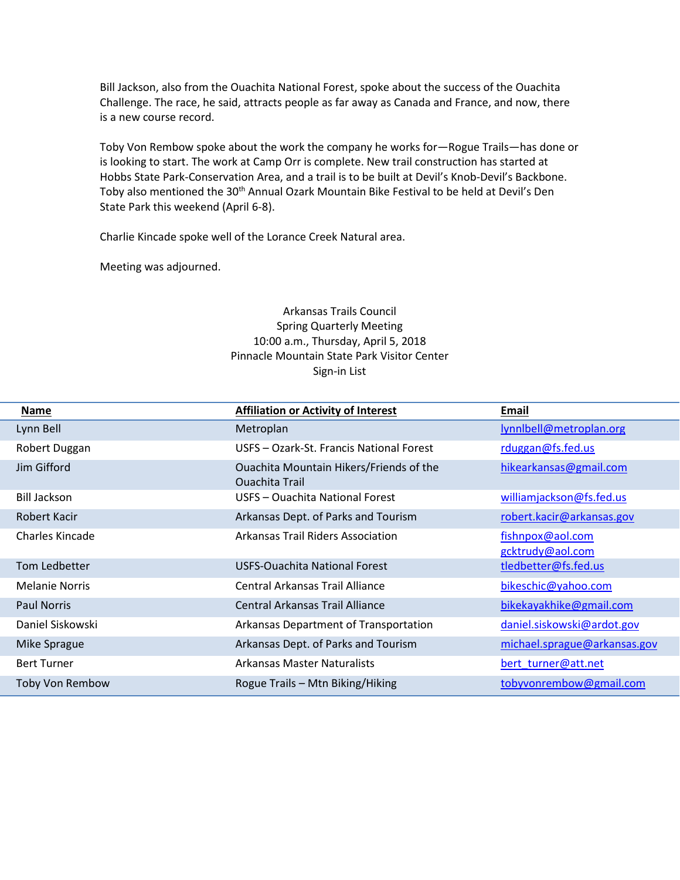Bill Jackson, also from the Ouachita National Forest, spoke about the success of the Ouachita Challenge. The race, he said, attracts people as far away as Canada and France, and now, there is a new course record.

Toby Von Rembow spoke about the work the company he works for—Rogue Trails—has done or is looking to start. The work at Camp Orr is complete. New trail construction has started at Hobbs State Park-Conservation Area, and a trail is to be built at Devil's Knob-Devil's Backbone. Toby also mentioned the 30th Annual Ozark Mountain Bike Festival to be held at Devil's Den State Park this weekend (April 6-8).

Charlie Kincade spoke well of the Lorance Creek Natural area.

Meeting was adjourned.

Arkansas Trails Council
Spring Quarterly Meeting
10:00 a.m., Thursday, April 5, 2018
Pinnacle Mountain State Park Visitor Center
Sign-in List

| Name | Affiliation or Activity of Interest | Email |
|---|---|---|
| Lynn Bell | Metroplan | lynnlbell@metroplan.org |
| Robert Duggan | USFS – Ozark-St. Francis National Forest | rduggan@fs.fed.us |
| Jim Gifford | Ouachita Mountain Hikers/Friends of the Ouachita Trail | hikearkansas@gmail.com |
| Bill Jackson | USFS – Ouachita National Forest | williamjackson@fs.fed.us |
| Robert Kacir | Arkansas Dept. of Parks and Tourism | robert.kacir@arkansas.gov |
| Charles Kincade | Arkansas Trail Riders Association | fishnpox@aol.com gcktrudy@aol.com |
| Tom Ledbetter | USFS-Ouachita National Forest | tledbetter@fs.fed.us |
| Melanie Norris | Central Arkansas Trail Alliance | bikeschic@yahoo.com |
| Paul Norris | Central Arkansas Trail Alliance | bikekayakhike@gmail.com |
| Daniel Siskowski | Arkansas Department of Transportation | daniel.siskowski@ardot.gov |
| Mike Sprague | Arkansas Dept. of Parks and Tourism | michael.sprague@arkansas.gov |
| Bert Turner | Arkansas Master Naturalists | bert_turner@att.net |
| Toby Von Rembow | Rogue Trails – Mtn Biking/Hiking | tobyvonrembow@gmail.com |